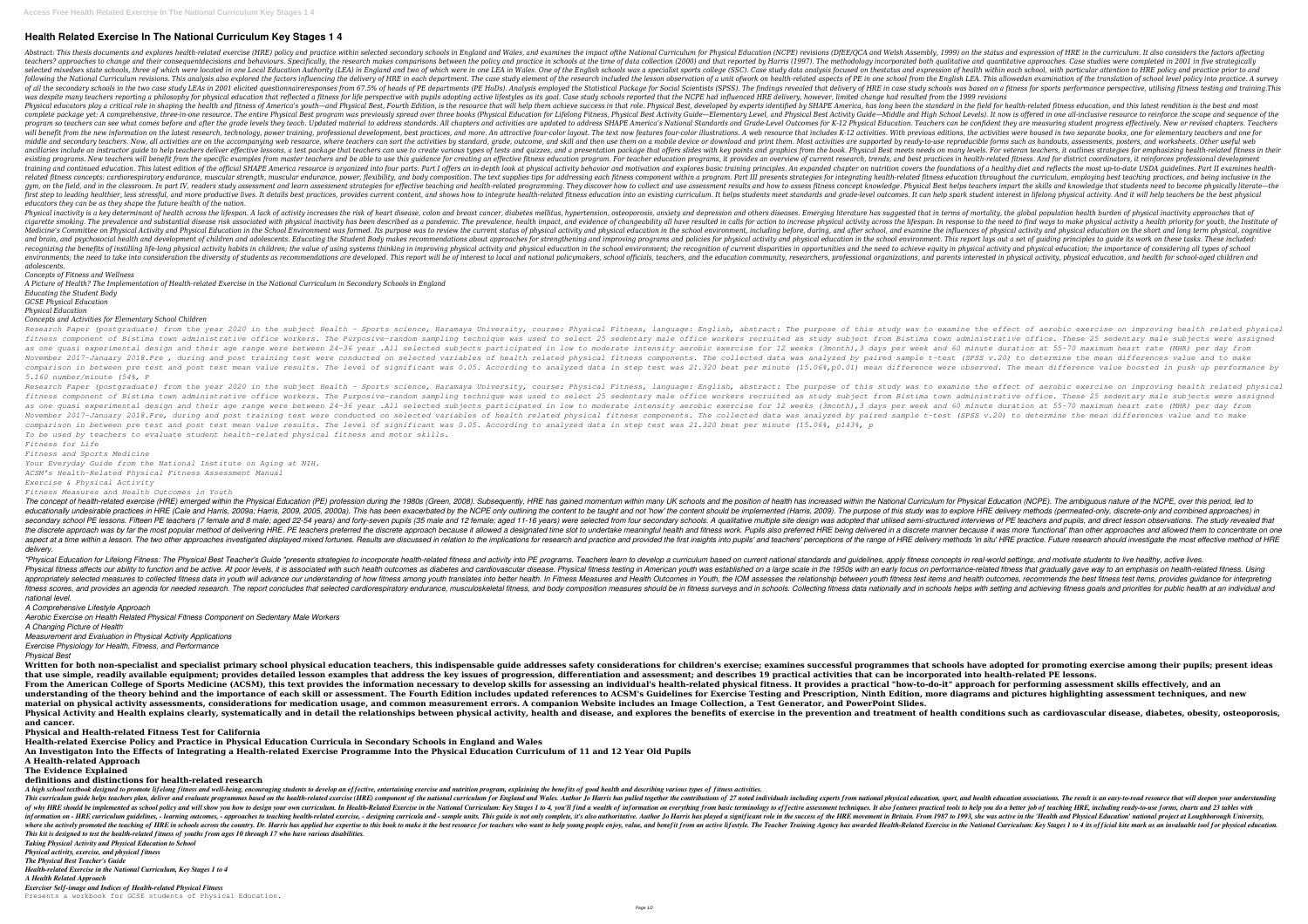# Health Related Exercise In The National Curriculum Key Stages 1 4

Abstract: This thesis documents and explores health-related exercise (HRE) policy and practice within selected secondary schools in England and Wales, and examines the impact ofthe National Curriculum for Physical Education (NCPE) revisions (DfEE/QCA and Welsh Assembly, 1999) on the status and expression of HRE in the curriculum. It also considers the factors affecting teachers? approaches to change and their consequentdecisions and behaviours. Specifically, the research makes comparisons between the policy and practice in schools at the time of data collection (2000) and that reported by Harris (1997). The methodology incorporated both qualitative and quantitative approaches. Case studies were completed in 2001 in five strategically selected mixedsex state schools, three of which were located in one Local Education Authority (LEA) in England and two of which were in one LEA in Wales. One of the English schools was a specialist sports college (SSC). Case study data analysis focused on thestatus and expression of health within each school, with particular attention to HRE policy and practice prior to and following the National Curriculum revisions. This analysis also explored the factors influencing the delivery of HRE in each department. The case study element of the research included the lesson observation of a unit ofwork on health-related aspects of PE in one school from the English LEA. This allowedan examination of the translation of school level policy into practice. A survey of all the secondary schools in the two case study LEAs in 2001 elicited questionnaireresponses from 67.5% of heads of PE departments (PE HoDs). Analysis employed the Statistical Package for Social Scientists (SPSS). The findings revealed that delivery of HRE in case study schools was based on a fitness for sports performance perspective, utilising fitness testing and training.This was despite many teachers reporting a philosophy for physical education that reflected a fitness for life perspective with pupils adopting active lifestyles as its goal. Case study schools reported that the NCPE had influenced HRE delivery, however, limited change had resulted from the 1999 revisions

Physical educators play a critical role in shaping the health and fitness of America's youth—and Physical Best, Fourth Edition, is the resource that will help them achieve success in that role. Physical Best, developed by experts identified by SHAPE America, has long been the standard in the field for health-related fitness education, and this latest rendition is the best and most complete package yet: A comprehensive, three-in-one resource. The entire Physical Best program was previously spread over three books (Physical Education for Lifelong Fitness, Physical Best Activity Guide—Elementary Level, and Physical Best Activity Guide—Middle and High School Levels). It now is offered in one all-inclusive resource to reinforce the scope and sequence of the program so teachers can see what comes before and after the grade levels they teach. Updated material to address standards. All chapters and activities are updated to address SHAPE America's National Standards and Grade-Level Outcomes for K-12 Physical Education. Teachers can be confident they are measuring student progress effectively. New or revised chapters. Teachers will benefit from the new information on the latest research, technology, power training, professional development, best practices, and more. An attractive four-color layout. The text now features four-color illustrations. A web resource that includes K-12 activities. With previous editions, the activities were housed in two separate books, one for elementary teachers and one for middle and secondary teachers. Now, all activities are on the accompanying web resource, where teachers can sort the activities by standard, grade, outcome, and skill and then use them on a mobile device or download and print them. Most activities are supported by ready-to-use reproducible forms such as handouts, assessments, posters, and worksheets. Other useful web ancillaries include an instructor guide to help teachers deliver effective lessons, a test package that teachers can use to create various types of tests and quizzes, and a presentation package that offers slides with key points and graphics from the book. Physical Best meets needs on many levels. For veteran teachers, it outlines strategies for emphasizing health-related fitness in their existing programs. New teachers will benefit from the specific examples from master teachers and be able to use this guidance for creating an effective fitness education program. For teacher education programs, it provides an overview of current research, trends, and best practices in health-related fitness. And for district coordinators, it reinforces professional development training and continued education. This latest edition of the official SHAPE America resource is organized into four parts: Part I offers an in-depth look at physical activity behavior and motivation and explores basic training principles. An expanded chapter on nutrition covers the foundations of a healthy diet and reflects the most up-to-date USDA guidelines. Part II examines health-related fitness concepts: cardiorespiratory endurance, muscular strength, muscular endurance, power, flexibility, and body composition. The text supplies tips for addressing each fitness component within a program. Part III presents strategies for integrating health-related fitness education throughout the curriculum, employing best teaching practices, and being inclusive in the gym, on the field, and in the classroom. In part IV, readers study assessment and learn assessment strategies for effective teaching and health-related programming. They discover how to collect and use assessment results and how to assess fitness concept knowledge. Physical Best helps teachers impart the skills and knowledge that students need to become physically literate—the first step to leading healthier, less stressful, and more productive lives. It details best practices, provides current content, and shows how to integrate health-related fitness education into an existing curriculum. It helps students meet standards and grade-level outcomes. It can help spark student interest in lifelong physical activity. And it will help teachers be the best physical educators they can be as they shape the future health of the nation.

Physical inactivity is a key determinant of health across the lifespan. A lack of activity increases the risk of heart disease, colon and breast cancer, diabetes mellitus, hypertension, osteoporosis, anxiety and depression and others diseases. Emerging literature has suggested that in terms of mortality, the global population health burden of physical inactivity approaches that of cigarette smoking. The prevalence and substantial disease risk associated with physical inactivity has been described as a pandemic. The prevalence, health impact, and evidence of changeability all have resulted in calls for action to increase physical activity across the lifespan. In response to the need to find ways to make physical activity a health priority for youth, the Institute of Medicine's Committee on Physical Activity and Physical Education in the School Environment was formed. Its purpose was to review the current status of physical activity and physical education in the school environment, including before, during, and after school, and examine the influences of physical activity and physical education on the short and long term physical, cognitive and brain, and psychosocial health and development of children and adolescents. Educating the Student Body makes recommendations about approaches for strengthening and improving programs and policies for physical activity and physical education in the school environment. This report lays out a set of guiding principles to guide its work on these tasks. These included: recognizing the benefits of instilling life-long physical activity habits in children; the value of using systems thinking in improving physical activity and physical education in the school environment; the recognition of current disparities in opportunities and the need to achieve equity in physical activity and physical education; the importance of considering all types of school environments; the need to take into consideration the diversity of students as recommendations are developed. This report will be of interest to local and national policymakers, school officials, teachers, and the education community, researchers, professional organizations, and parents interested in physical activity, physical education, and health for school-aged children and adolescents.

*Concepts of Fitness and Wellness*
*A Picture of Health? The Implementation of Health-related Exercise in the National Curriculum in Secondary Schools in England*
*Educating the Student Body*
*GCSE Physical Education*
*Physical Education*
*Concepts and Activities for Elementary School Children*

Research Paper (postgraduate) from the year 2020 in the subject Health - Sports science, Haramaya University, course: Physical Fitness, language: English, abstract: The purpose of this study was to examine the effect of aerobic exercise on improving health related physical fitness component of Bistima town administrative office workers. The Purposive-random sampling technique was used to select 25 sedentary male office workers recruited as study subject from Bistima town administrative office. These 25 sedentary male subjects were assigned as one quasi experimental design and their age range were between 24-36 year .All selected subjects participated in low to moderate intensity aerobic exercise for 12 weeks (3month),3 days per week and 60 minute duration at 55-70 maximum heart rate (MHR) per day from November 2017-January 2018.Pre , during and post training test were conducted on selected variables of health related physical fitness components. The collected data was analyzed by paired sample t-test (SPSS v.20) to determine the mean differences value and to make comparison in between pre test and post test mean value results. The level of significant was 0.05. According to analyzed data in step test was 21.320 beat per minute (15.06%,p0.01) mean difference were observed. The mean difference value boosted in push up performance by 5.160 number/minute (54%, P

Research Paper (postgraduate) from the year 2020 in the subject Health - Sports science, Haramaya University, course: Physical Fitness, language: English, abstract: The purpose of this study was to examine the effect of aerobic exercise on improving health related physical fitness component of Bistima town administrative office workers. The Purposive-random sampling technique was used to select 25 sedentary male office workers recruited as study subject from Bistima town administrative office. These 25 sedentary male subjects were assigned as one quasi experimental design and their age range were between 24-36 year .All selected subjects participated in low to moderate intensity aerobic exercise for 12 weeks (3month),3 days per week and 60 minute duration at 55-70 maximum heart rate (MHR) per day from November 2017-January 2018.Pre, during and post training test were conducted on selected variables of health related physical fitness components. The collected data was analyzed by paired sample t-test (SPSS v.20) to determine the mean differences value and to make comparison in between pre test and post test mean value results. The level of significant was 0.05. According to analyzed data in step test was 21.320 beat per minute (15.06%, p143%, p

To be used by teachers to evaluate student health-related physical fitness and motor skills.

*Fitness for Life*
*Fitness and Sports Medicine*
*Your Everyday Guide from the National Institute on Aging at NIH.*
*ACSM's Health-Related Physical Fitness Assessment Manual*
*Exercise & Physical Activity*
*Fitness Measures and Health Outcomes in Youth*

The concept of health-related exercise (HRE) emerged within the Physical Education (PE) profession during the 1980s (Green, 2008). Subsequently, HRE has gained momentum within many UK schools and the position of health has increased within the National Curriculum for Physical Education (NCPE). The ambiguous nature of the NCPE, over this period, led to educationally undesirable practices in HRE (Cale and Harris, 2009a; Harris, 2009, 2005, 2000a). This has been exacerbated by the NCPE only outlining the content to be taught and not 'how' the content should be implemented (Harris, 2009). The purpose of this study was to explore HRE delivery methods (permeated-only, discrete-only and combined approaches) in secondary school PE lessons. Fifteen PE teachers (7 female and 8 male; aged 22-54 years) and forty-seven pupils (35 male and 12 female; aged 11-16 years) were selected from four secondary schools. A qualitative multiple site design was adopted that utilised semi-structured interviews of PE teachers and pupils, and direct lesson observations. The study revealed that the discrete approach was by far the most popular method of delivering HRE. PE teachers preferred the discrete approach because it allowed a designated time slot to undertake meaningful health and fitness work. Pupils also preferred HRE being delivered in a discrete manner because it was more 'functional' than other approaches and allowed them to concentrate on one aspect at a time within a lesson. The two other approaches investigated displayed mixed fortunes. Results are discussed in relation to the implications for research and practice and provided the first insights into pupils' and teachers' perceptions of the range of HRE delivery methods 'in situ' HRE practice. Future research should investigate the most effective method of HRE delivery.

"Physical Education for Lifelong Fitness: The Physical Best Teacher's Guide "presents strategies to incorporate health-related fitness and activity into PE programs. Teachers learn to develop a curriculum based on current national standards and guidelines, apply fitness concepts in real-world settings, and motivate students to live healthy, active lives.

Physical fitness affects our ability to function and be active. At poor levels, it is associated with such health outcomes as diabetes and cardiovascular disease. Physical fitness testing in American youth was established on a large scale in the 1950s with an early focus on performance-related fitness that gradually gave way to an emphasis on health-related fitness. Using appropriately selected measures to collected fitness data in youth will advance our understanding of how fitness among youth translates into better health. In Fitness Measures and Health Outcomes in Youth, the IOM assesses the relationship between youth fitness test items and health outcomes, recommends the best fitness test items, provides guidance for interpreting fitness scores, and provides an agenda for needed research. The report concludes that selected cardiorespiratory endurance, musculoskeletal fitness, and body composition measures should be in fitness surveys and in schools. Collecting fitness data nationally and in schools helps with setting and achieving fitness goals and priorities for public health at an individual and national level.

*A Comprehensive Lifestyle Approach*
*Aerobic Exercise on Health Related Physical Fitness Component on Sedentary Male Workers*
*A Changing Picture of Health*
*Measurement and Evaluation in Physical Activity Applications*
*Exercise Physiology for Health, Fitness, and Performance*
*Physical Best*

**Written for both non-specialist and specialist primary school physical education teachers, this indispensable guide addresses safety considerations for children's exercise; examines successful programmes that schools have adopted for promoting exercise among their pupils; present ideas that use simple, readily available equipment; provides detailed lesson examples that address the key issues of progression, differentiation and assessment; and describes 19 practical activities that can be incorporated into health-related PE lessons.**

**From the American College of Sports Medicine (ACSM), this text provides the information necessary to develop skills for assessing an individual's health-related physical fitness. It provides a practical "how-to-do-it" approach for performing assessment skills effectively, and an understanding of the theory behind and the importance of each skill or assessment. The Fourth Edition includes updated references to ACSM's Guidelines for Exercise Testing and Prescription, Ninth Edition, more diagrams and pictures highlighting assessment techniques, and new material on physical activity assessments, considerations for medication usage, and common measurement errors. A companion Website includes an Image Collection, a Test Generator, and PowerPoint Slides.**

**Physical Activity and Health explains clearly, systematically and in detail the relationships between physical activity, health and disease, and explores the benefits of exercise in the prevention and treatment of health conditions such as cardiovascular disease, diabetes, obesity, osteoporosis, and cancer.**

**Physical and Health-related Fitness Test for California**
**Health-related Exercise Policy and Practice in Physical Education Curricula in Secondary Schools in England and Wales**
**An Investigaton Into the Effects of Integrating a Health-related Exercise Programme Into the Physical Education Curriculum of 11 and 12 Year Old Pupils**
**A Health-related Approach**
**The Evidence Explained**
**definitions and distinctions for health-related research**

*A high school textbook designed to promote lifelong fitness and well-being, encouraging students to develop an effective, entertaining exercise and nutrition program, explaining the benefits of good health and describing various types of fitness activities.*

*This curriculum guide helps teachers plan, deliver and evaluate programmes based on the health-related exercise (HRE) component of the national curriculum for England and Wales. Author Jo Harris has pulled together the contributions of 27 noted individuals including experts from national physical education, sport, and health education associations. The result is an easy-to-read resource that will deepen your understanding of why HRE should be implemented as school policy and will show you how to design your own curriculum. In Health-Related Exercise in the National Curriculum: Key Stages 1 to 4, you'll find a wealth of information on everything from basic terminology to effective assessment techniques. It also features practical tools to help you do a better job of teaching HRE, including ready-to-use forms, charts and 23 tables with information on - HRE curriculum guidelines, - learning outcomes, - approaches to teaching health-related exercise, - designing curricula and - sample units. This guide is not only complete, it's also authoritative. Author Jo Harris has played a significant role in the success of the HRE movement in Britain. From 1987 to 1993, she was active in the 'Health and Physical Education' national project at Loughborough University, where she actively promoted the teaching of HRE in schools across the country. Dr. Harris has applied her expertise to this book to make it the best resource for teachers who want to help young people enjoy, value, and benefit from an active lifestyle. The Teacher Training Agency has awarded Health-Related Exercise in the National Curriculum: Key Stages 1 to 4 its official kite mark as an invaluable tool for physical education.*

*This kit is designed to test the health-related fitness of youths from ages 10 through 17 who have various disabilities.*

*Taking Physical Activity and Physical Education to School*
*Physical activity, exercise, and physical fitness*
*The Physical Best Teacher's Guide*
*Health-related Exercise in the National Curriculum, Key Stages 1 to 4*
*A Health Related Approach*
*Exerciser Self-image and Indices of Health-related Physical Fitness*

Presents a workbook for GCSE students of Physical Education.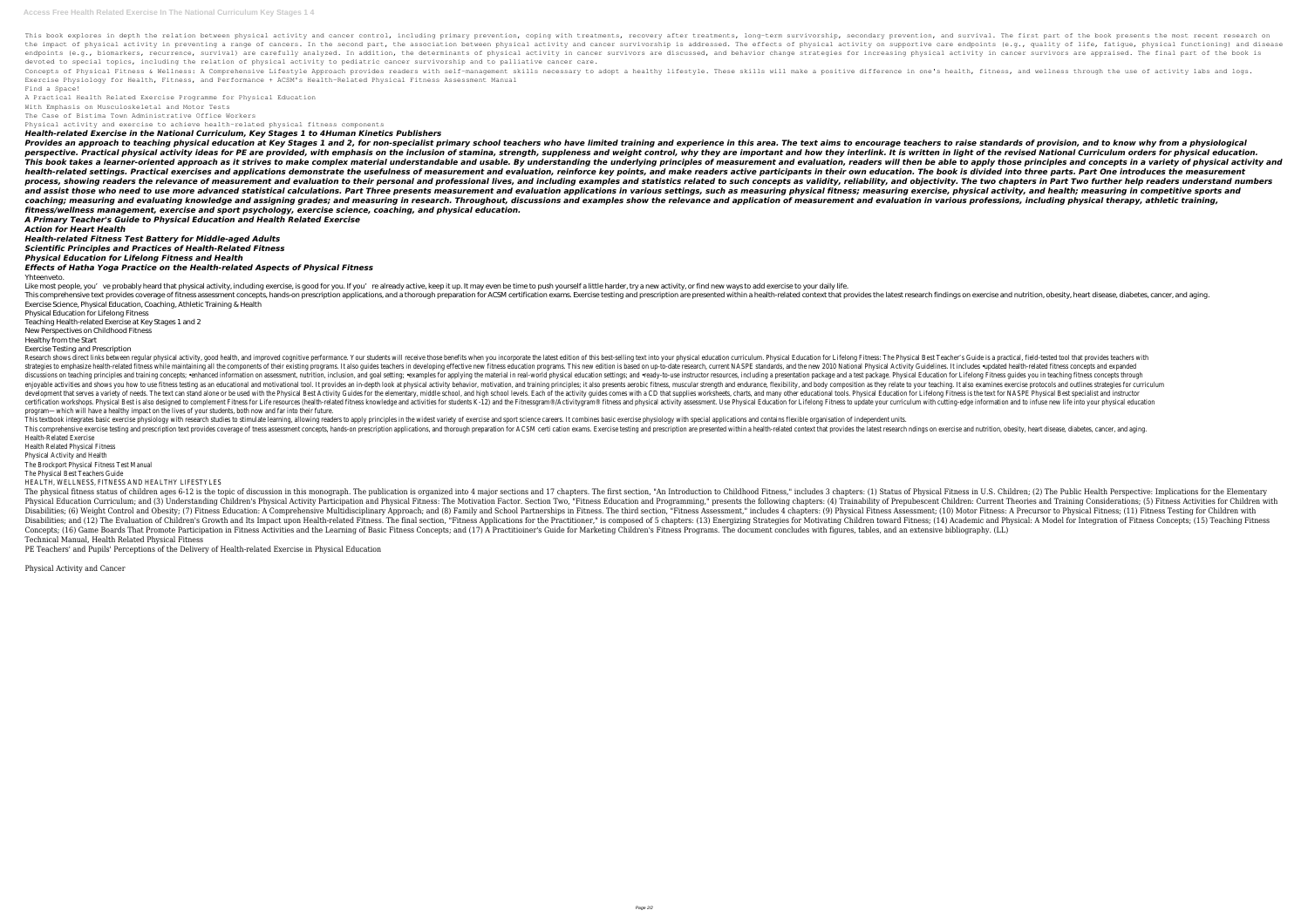This book explores in depth the relation between physical activity and cancer control, including primary prevention, coping with treatments, recovery after treatments, long-term survivorship, secondary prevention, and survival. The first part of the book presents the most recent research on the impact of physical activity in preventing a range of cancers. In the second part, the association between physical activity and cancer survivorship is addressed. The effects of physical activity on supportive care endpoints (e.g., quality of life, fatigue, physical functioning) and disease endpoints (e.g., biomarkers, recurrence, survival) are carefully analyzed. In addition, the determinants of physical activity in cancer survivors are discussed, and behavior change strategies for increasing physical activity in cancer survivors are appraised. The final part of the book is devoted to special topics, including the relation of physical activity to pediatric cancer survivorship and to palliative cancer care.

Concepts of Physical Fitness & Wellness: A Comprehensive Lifestyle Approach provides readers with self-management skills necessary to adopt a healthy lifestyle. These skills will make a positive difference in one's health, fitness, and wellness through the use of activity labs and logs.

Exercise Physiology for Health, Fitness, and Performance + ACSM's Health-Related Physical Fitness Assessment Manual

Find a Space!

A Practical Health Related Exercise Programme for Physical Education

With Emphasis on Musculoskeletal and Motor Tests

The Case of Bistima Town Administrative Office Workers

Physical activity and exercise to achieve health-related physical fitness components

***Health-related Exercise in the National Curriculum, Key Stages 1 to 4Human Kinetics Publishers***

***Provides an approach to teaching physical education at Key Stages 1 and 2, for non-specialist primary school teachers who have limited training and experience in this area. The text aims to encourage teachers to raise standards of provision, and to know why from a physiological perspective. Practical physical activity ideas for PE are provided, with emphasis on the inclusion of stamina, strength, suppleness and weight control, why they are important and how they interlink. It is written in light of the revised National Curriculum orders for physical education. This book takes a learner-oriented approach as it strives to make complex material understandable and usable. By understanding the underlying principles of measurement and evaluation, readers will then be able to apply those principles and concepts in a variety of physical activity and health-related settings. Practical exercises and applications demonstrate the usefulness of measurement and evaluation, reinforce key points, and make readers active participants in their own education. The book is divided into three parts. Part One introduces the measurement process, showing readers the relevance of measurement and evaluation to their personal and professional lives, and including examples and statistics related to such concepts as validity, reliability, and objectivity. The two chapters in Part Two further help readers understand numbers and assist those who need to use more advanced statistical calculations. Part Three presents measurement and evaluation applications in various settings, such as measuring physical fitness; measuring exercise, physical activity, and health; measuring in competitive sports and coaching; measuring and evaluating knowledge and assigning grades; and measuring in research. Throughout, discussions and examples show the relevance and application of measurement and evaluation in various professions, including physical therapy, athletic training, fitness/wellness management, exercise and sport psychology, exercise science, coaching, and physical education.***

***A Primary Teacher's Guide to Physical Education and Health Related Exercise***

***Action for Heart Health***

***Health-related Fitness Test Battery for Middle-aged Adults***

***Scientific Principles and Practices of Health-Related Fitness***

***Physical Education for Lifelong Fitness and Health***

***Effects of Hatha Yoga Practice on the Health-related Aspects of Physical Fitness***

Yhteenveto.

Like most people, you've probably heard that physical activity, including exercise, is good for you. If you're already active, keep it up. It may even be time to push yourself a little harder, try a new activity, or find new ways to add exercise to your daily life.

This comprehensive text provides coverage of fitness assessment concepts, hands-on prescription applications, and a thorough preparation for ACSM certification exams. Exercise testing and prescription are presented within a health-related context that provides the latest research findings on exercise and nutrition, obesity, heart disease, diabetes, cancer, and aging.

Exercise Science, Physical Education, Coaching, Athletic Training & Health

Physical Education for Lifelong Fitness

Teaching Health-related Exercise at Key Stages 1 and 2

New Perspectives on Childhood Fitness

Healthy from the Start

Exercise Testing and Prescription

Research shows direct links between regular physical activity, good health, and improved cognitive performance. Your students will receive those benefits when you incorporate the latest edition of this best-selling text into your physical education curriculum. Physical Education for Lifelong Fitness: The Physical Best Teacher's Guide is a practical, field-tested tool that provides teachers with strategies to emphasize health-related fitness while maintaining all the components of their existing programs. It also guides teachers in developing effective new fitness education programs. This new edition is based on up-to-date research, current NASPE standards, and the new 2010 National Physical Activity Guidelines. It includes •updated health-related fitness concepts and expanded discussions on teaching principles and training concepts; •enhanced information on assessment, nutrition, inclusion, and goal setting; •examples for applying the material in real-world physical education settings; and •ready-to-use instructor resources, including a presentation package and a test package. Physical Education for Lifelong Fitness guides you in teaching fitness concepts through enjoyable activities and shows you how to use fitness testing as an educational and motivational tool. It provides an in-depth look at physical activity behavior, motivation, and training principles; it also presents aerobic fitness, muscular strength and endurance, flexibility, and body composition as they relate to your teaching. It also examines exercise protocols and outlines strategies for curriculum development that serves a variety of needs. The text can stand alone or be used with the Physical Best Activity Guides for the elementary, middle school, and high school levels. Each of the activity guides comes with a CD that supplies worksheets, charts, and many other educational tools. Physical Education for Lifelong Fitness is the text for NASPE Physical Best specialist and instructor certification workshops. Physical Best is also designed to complement Fitness for Life resources (health-related fitness knowledge and activities for students K-12) and the Fitnessgram®/Activitygram® fitness and physical activity assessment. Use Physical Education for Lifelong Fitness to update your curriculum with cutting-edge information and to infuse new life into your physical education program—which will have a healthy impact on the lives of your students, both now and far into their future.

This textbook integrates basic exercise physiology with research studies to stimulate learning, allowing readers to apply principles in the widest variety of exercise and sport science careers. It combines basic exercise physiology with special applications and contains flexible organisation of independent units.

This comprehensive exercise testing and prescription text provides coverage of tness assessment concepts, hands-on prescription applications, and thorough preparation for ACSM certi cation exams. Exercise testing and prescription are presented within a health-related context that provides the latest research ndings on exercise and nutrition, obesity, heart disease, diabetes, cancer, and aging.

Health-Related Exercise

Health Related Physical Fitness

Physical Activity and Health

The Brockport Physical Fitness Test Manual

The Physical Best Teachers Guide

HEALTH, WELLNESS, FITNESS AND HEALTHY LIFESTYLES

The physical fitness status of children ages 6-12 is the topic of discussion in this monograph. The publication is organized into 4 major sections and 17 chapters. The first section, "An Introduction to Childhood Fitness," includes 3 chapters: (1) Status of Physical Fitness in U.S. Children; (2) The Public Health Perspective: Implications for the Elementary Physical Education Curriculum; and (3) Understanding Children's Physical Activity Participation and Physical Fitness: The Motivation Factor. Section Two, "Fitness Education and Programming," presents the following chapters: (4) Trainability of Prepubescent Children: Current Theories and Training Considerations; (5) Fitness Activities for Children with Disabilities; (6) Weight Control and Obesity; (7) Fitness Education: A Comprehensive Multidisciplinary Approach; and (8) Family and School Partnerships in Fitness. The third section, "Fitness Assessment," includes 4 chapters: (9) Physical Fitness Assessment; (10) Motor Fitness: A Precursor to Physical Fitness; (11) Fitness Testing for Children with Disabilities; and (12) The Evaluation of Children's Growth and Its Impact upon Health-related Fitness. The final section, "Fitness Applications for the Practitioner," is composed of 5 chapters: (13) Energizing Strategies for Motivating Children toward Fitness; (14) Academic and Physical: A Model for Integration of Fitness Concepts; (15) Teaching Fitness Concepts; (16) Game Boards That Promote Participation in Fitness Activities and the Learning of Basic Fitness Concepts; and (17) A Practitioner's Guide for Marketing Children's Fitness Programs. The document concludes with figures, tables, and an extensive bibliography. (LL)

Technical Manual, Health Related Physical Fitness

PE Teachers' and Pupils' Perceptions of the Delivery of Health-related Exercise in Physical Education

Physical Activity and Cancer